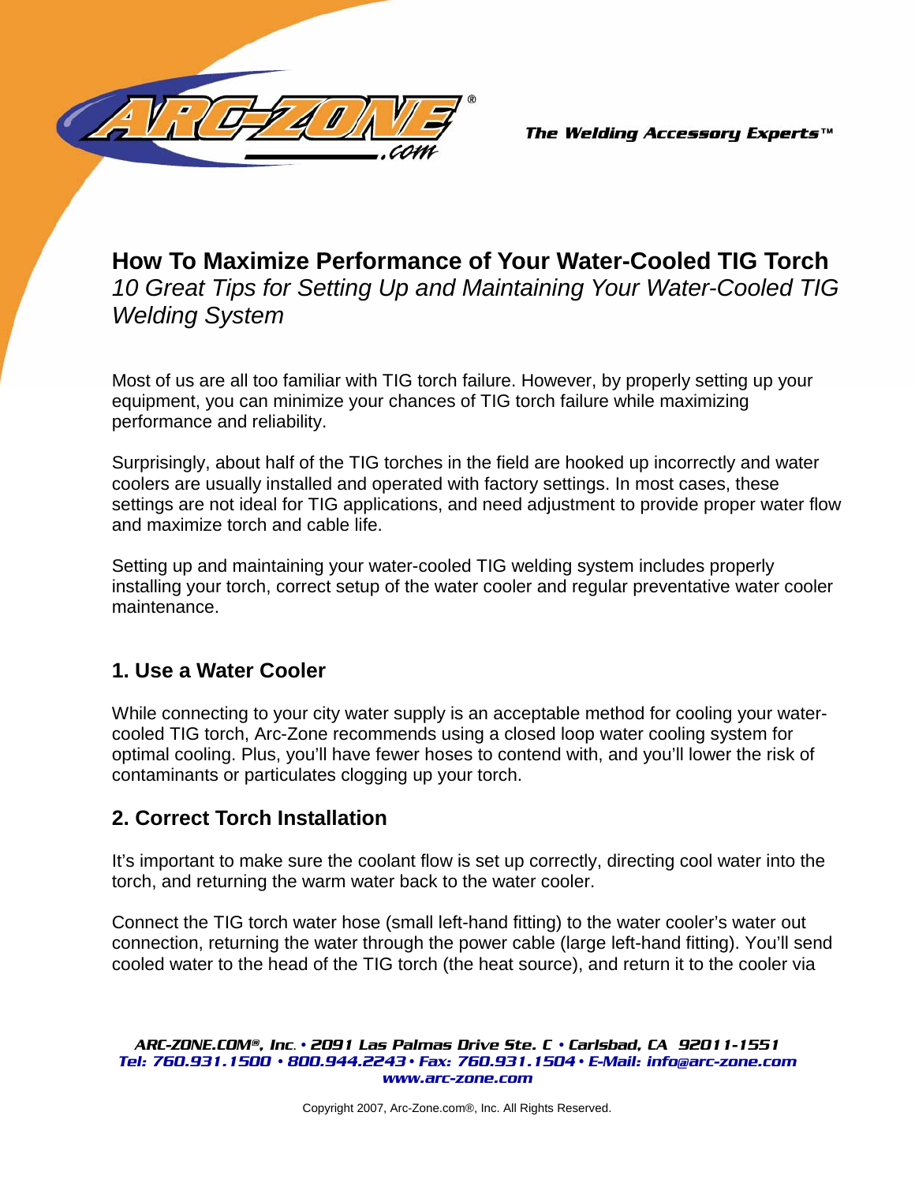# How To Maximize Performance of Your Water-Cooled TIG Torch

*10 Great Tips for Setting Up and Maintaining Your Water-Cooled TIG Welding System*

Most of us are all too familiar with TIG torch failure. However, by properly setting up your equipment, you can minimize your chances of TIG torch failure while maximizing performance and reliability.

Surprisingly, about half of the TIG torches in the field are hooked up incorrectly and water coolers are usually installed and operated with factory settings. In most cases, these settings are not ideal for TIG applications, and need adjustment to provide proper water flow and maximize torch and cable life.

Setting up and maintaining your water-cooled TIG welding system includes properly installing your torch, correct setup of the water cooler and regular preventative water cooler maintenance.

## 1. Use a Water Cooler

While connecting to your city water supply is an acceptable method for cooling your water-cooled TIG torch, Arc-Zone recommends using a closed loop water cooling system for optimal cooling. Plus, you'll have fewer hoses to contend with, and you'll lower the risk of contaminants or particulates clogging up your torch.

## 2. Correct Torch Installation

It's important to make sure the coolant flow is set up correctly, directing cool water into the torch, and returning the warm water back to the water cooler.

Connect the TIG torch water hose (small left-hand fitting) to the water cooler's water out connection, returning the water through the power cable (large left-hand fitting). You'll send cooled water to the head of the TIG torch (the heat source), and return it to the cooler via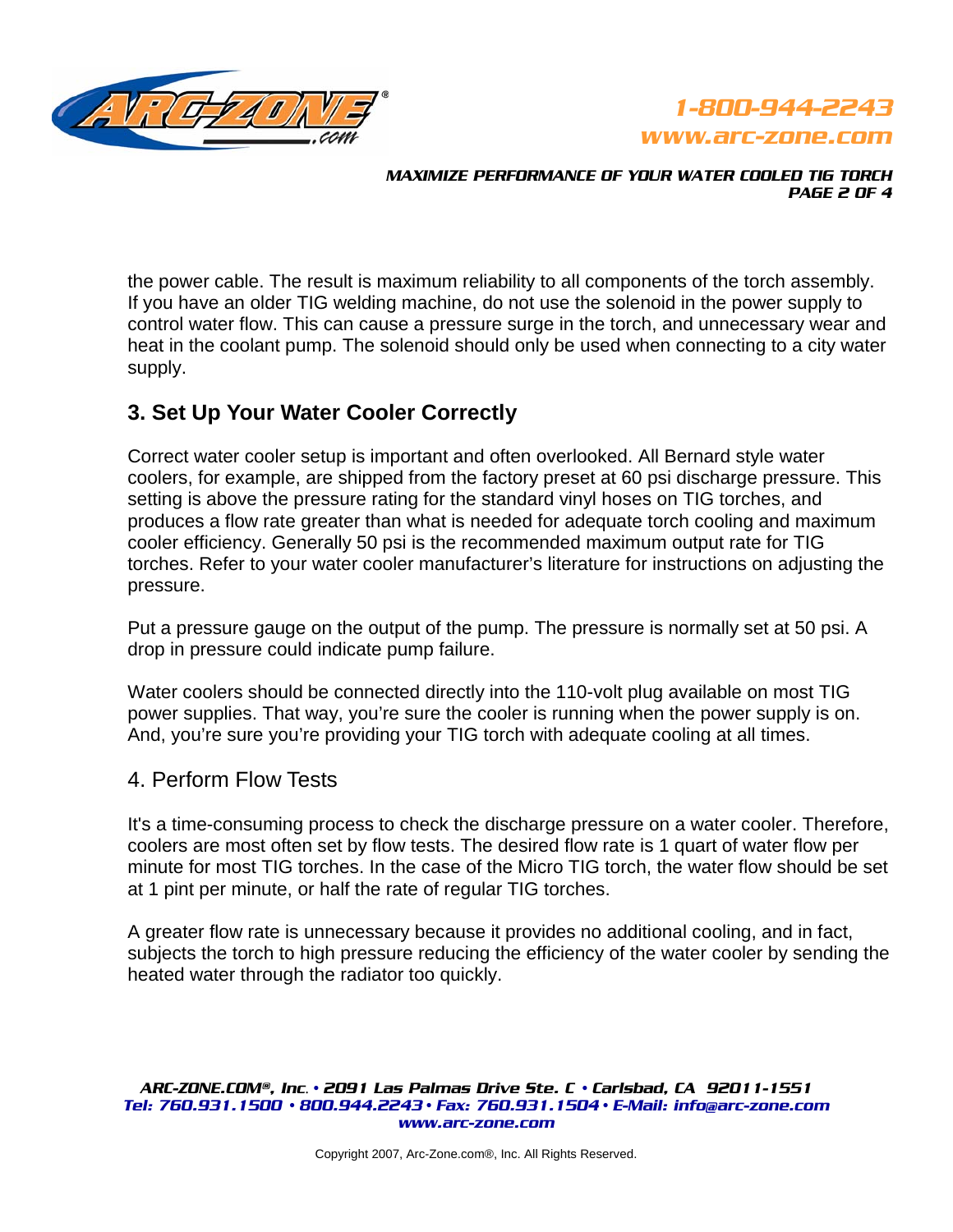the power cable. The result is maximum reliability to all components of the torch assembly. If you have an older TIG welding machine, do not use the solenoid in the power supply to control water flow. This can cause a pressure surge in the torch, and unnecessary wear and heat in the coolant pump. The solenoid should only be used when connecting to a city water supply.

## 3. Set Up Your Water Cooler Correctly

Correct water cooler setup is important and often overlooked. All Bernard style water coolers, for example, are shipped from the factory preset at 60 psi discharge pressure. This setting is above the pressure rating for the standard vinyl hoses on TIG torches, and produces a flow rate greater than what is needed for adequate torch cooling and maximum cooler efficiency. Generally 50 psi is the recommended maximum output rate for TIG torches. Refer to your water cooler manufacturer's literature for instructions on adjusting the pressure.

Put a pressure gauge on the output of the pump. The pressure is normally set at 50 psi. A drop in pressure could indicate pump failure.

Water coolers should be connected directly into the 110-volt plug available on most TIG power supplies. That way, you're sure the cooler is running when the power supply is on. And, you're sure you're providing your TIG torch with adequate cooling at all times.

## 4. Perform Flow Tests

It's a time-consuming process to check the discharge pressure on a water cooler. Therefore, coolers are most often set by flow tests. The desired flow rate is 1 quart of water flow per minute for most TIG torches. In the case of the Micro TIG torch, the water flow should be set at 1 pint per minute, or half the rate of regular TIG torches.

A greater flow rate is unnecessary because it provides no additional cooling, and in fact, subjects the torch to high pressure reducing the efficiency of the water cooler by sending the heated water through the radiator too quickly.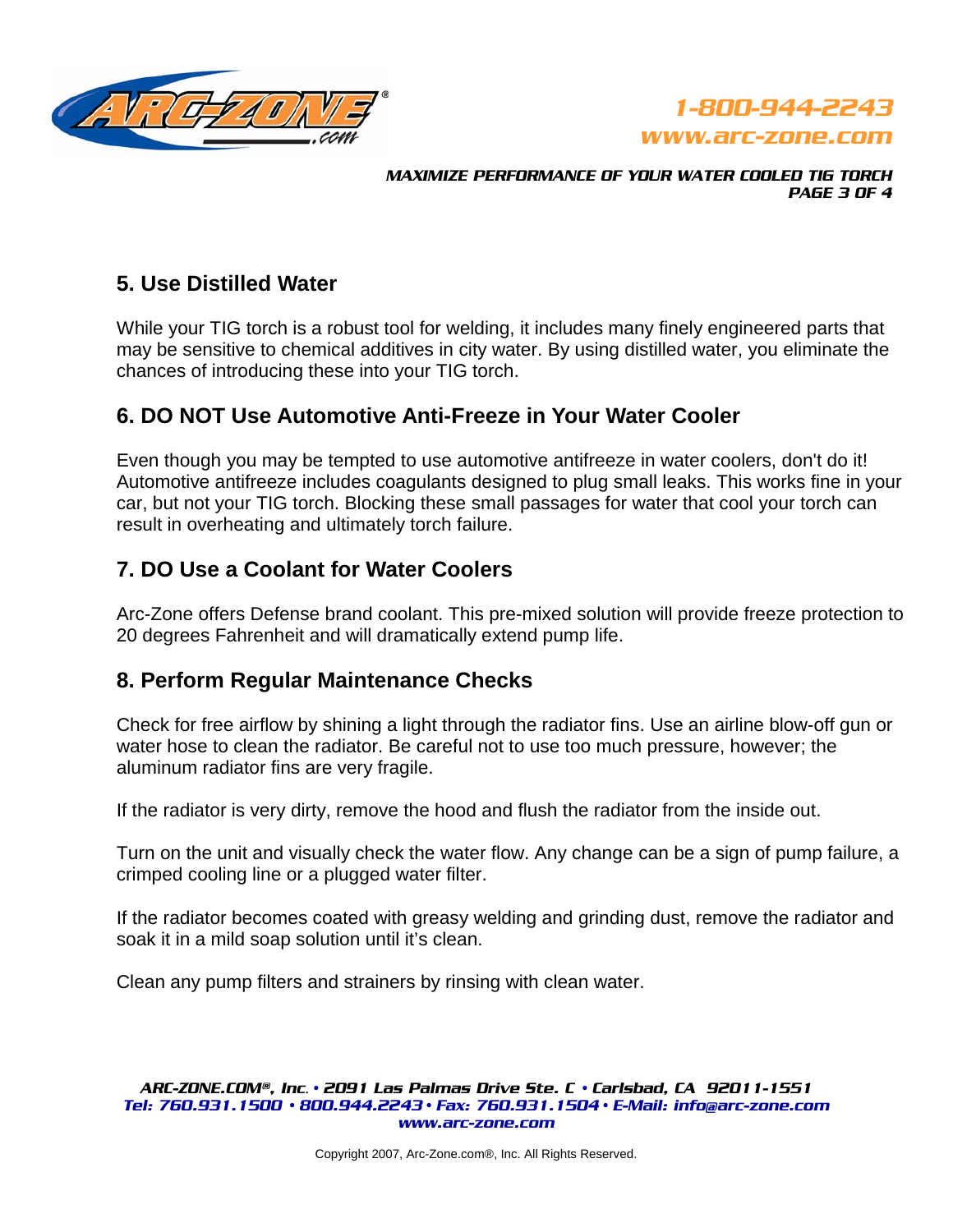## 5. Use Distilled Water

While your TIG torch is a robust tool for welding, it includes many finely engineered parts that may be sensitive to chemical additives in city water. By using distilled water, you eliminate the chances of introducing these into your TIG torch.

## 6. DO NOT Use Automotive Anti-Freeze in Your Water Cooler

Even though you may be tempted to use automotive antifreeze in water coolers, don't do it! Automotive antifreeze includes coagulants designed to plug small leaks. This works fine in your car, but not your TIG torch. Blocking these small passages for water that cool your torch can result in overheating and ultimately torch failure.

## 7. DO Use a Coolant for Water Coolers

Arc-Zone offers Defense brand coolant. This pre-mixed solution will provide freeze protection to 20 degrees Fahrenheit and will dramatically extend pump life.

## 8. Perform Regular Maintenance Checks

Check for free airflow by shining a light through the radiator fins. Use an airline blow-off gun or water hose to clean the radiator. Be careful not to use too much pressure, however; the aluminum radiator fins are very fragile.

If the radiator is very dirty, remove the hood and flush the radiator from the inside out.

Turn on the unit and visually check the water flow. Any change can be a sign of pump failure, a crimped cooling line or a plugged water filter.

If the radiator becomes coated with greasy welding and grinding dust, remove the radiator and soak it in a mild soap solution until it's clean.

Clean any pump filters and strainers by rinsing with clean water.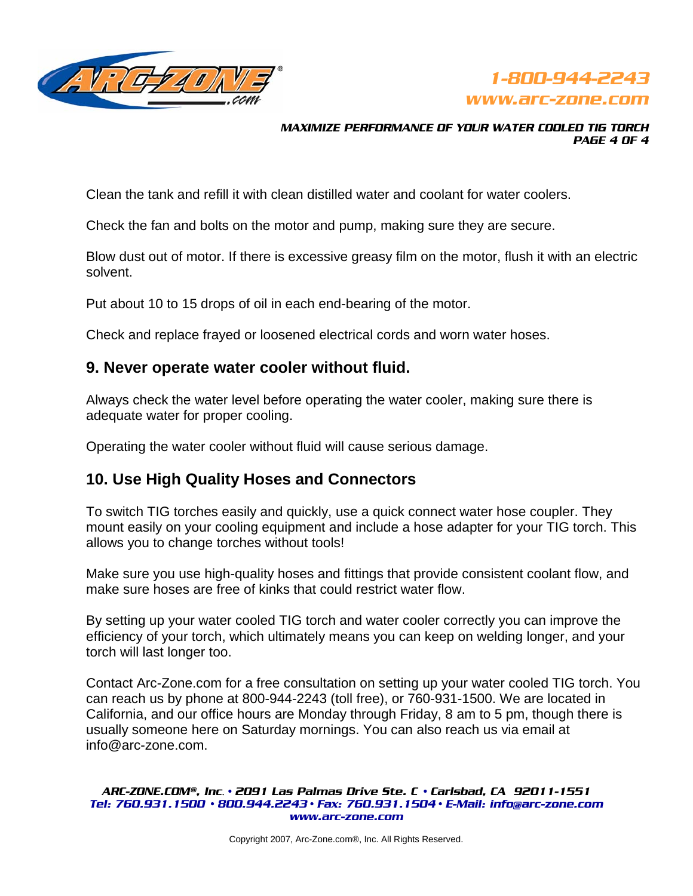Clean the tank and refill it with clean distilled water and coolant for water coolers.

Check the fan and bolts on the motor and pump, making sure they are secure.

Blow dust out of motor. If there is excessive greasy film on the motor, flush it with an electric solvent.

Put about 10 to 15 drops of oil in each end-bearing of the motor.

Check and replace frayed or loosened electrical cords and worn water hoses.

## 9. Never operate water cooler without fluid.

Always check the water level before operating the water cooler, making sure there is adequate water for proper cooling.

Operating the water cooler without fluid will cause serious damage.

## 10. Use High Quality Hoses and Connectors

To switch TIG torches easily and quickly, use a quick connect water hose coupler. They mount easily on your cooling equipment and include a hose adapter for your TIG torch. This allows you to change torches without tools!

Make sure you use high-quality hoses and fittings that provide consistent coolant flow, and make sure hoses are free of kinks that could restrict water flow.

By setting up your water cooled TIG torch and water cooler correctly you can improve the efficiency of your torch, which ultimately means you can keep on welding longer, and your torch will last longer too.

Contact Arc-Zone.com for a free consultation on setting up your water cooled TIG torch. You can reach us by phone at 800-944-2243 (toll free), or 760-931-1500. We are located in California, and our office hours are Monday through Friday, 8 am to 5 pm, though there is usually someone here on Saturday mornings. You can also reach us via email at info@arc-zone.com.

Copyright 2007, Arc-Zone.com®, Inc. All Rights Reserved.